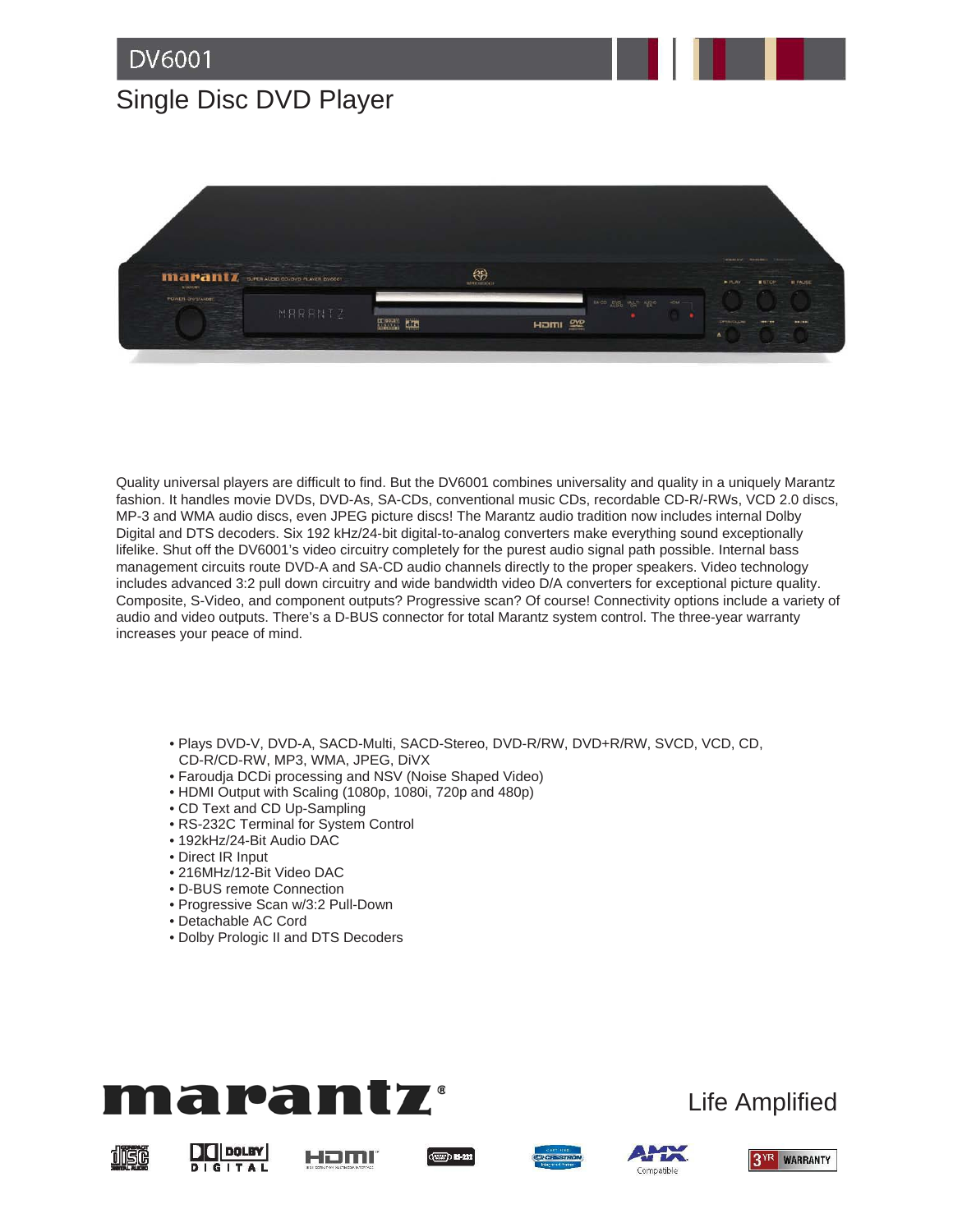# DV6001

## Single Disc DVD Player

Quality universal players are difficult to find. But the DV6001 combines universality and quality in a uniquely Marantz fashion. It handles movie DVDs, DVD-As, SA-CDs, conventional music CDs, recordable CD-R/-RWs, VCD 2.0 discs, MP-3 and WMA audio discs, even JPEG picture discs! The Marantz audio tradition now includes internal Dolby Digital and DTS decoders. Six 192 kHz/24-bit digital-to-analog converters make everything sound exceptionally lifelike. Shut off the DV6001's video circuitry completely for the purest audio signal path possible. Internal bass management circuits route DVD-A and SA-CD audio channels directly to the proper speakers. Video technology includes advanced 3:2 pull down circuitry and wide bandwidth video D/A converters for exceptional picture quality. Composite, S-Video, and component outputs? Progressive scan? Of course! Connectivity options include a variety of audio and video outputs. There's a D-BUS connector for total Marantz system control. The three-year warranty increases your peace of mind.

- Plays DVD-V, DVD-A, SACD-Multi, SACD-Stereo, DVD-R/RW, DVD+R/RW, SVCD, VCD, CD, CD-R/CD-RW, MP3, WMA, JPEG, DiVX
- Faroudja DCDi processing and NSV (Noise Shaped Video)
- HDMI Output with Scaling (1080p, 1080i, 720p and 480p)
- CD Text and CD Up-Sampling
- RS-232C Terminal for System Control
- 192kHz/24-Bit Audio DAC
- Direct IR Input
- 216MHz/12-Bit Video DAC
- D-BUS remote Connection
- Progressive Scan w/3:2 Pull-Down
- Detachable AC Cord
- Dolby Prologic II and DTS Decoders

marantz®

Life Amplified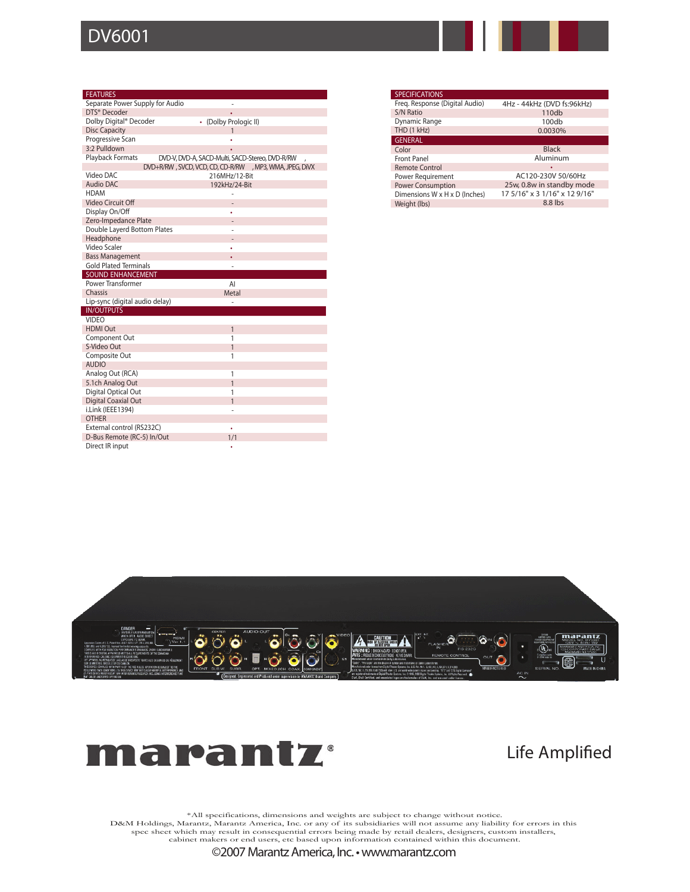# DV6001

| FEATURES | |
|---|---|
| Separate Power Supply for Audio | - |
| DTS® Decoder | • |
| Dolby Digital® Decoder | • (Dolby Prologic II) |
| Disc Capacity | 1 |
| Progressive Scan | • |
| 3:2 Pulldown | • |
| Playback Formats | DVD-V, DVD-A, SACD-Multi, SACD-Stereo, DVD-R/RW , DVD+R/RW , SVCD, VCD, CD, CD-R/RW , MP3, WMA, JPEG, DiVX |
| Video DAC | 216MHz/12-Bit |
| Audio DAC | 192kHz/24-Bit |
| HDAM | - |
| Video Circuit Off | - |
| Display On/Off | • |
| Zero-Impedance Plate | - |
| Double Layerd Bottom Plates | - |
| Headphone | - |
| Video Scaler | • |
| Bass Management | • |
| Gold Plated Terminals | - |
| **SOUND ENHANCEMENT** | |
| Power Transformer | AI |
| Chassis | Metal |
| Lip-sync (digital audio delay) | - |
| **IN/OUTPUTS** | |
| VIDEO | |
| HDMI Out | 1 |
| Component Out | 1 |
| S-Video Out | 1 |
| Composite Out | 1 |
| AUDIO | |
| Analog Out (RCA) | 1 |
| 5.1ch Analog Out | 1 |
| Digital Optical Out | 1 |
| Digital Coaxial Out | 1 |
| i.Link (IEEE1394) | - |
| OTHER | |
| External control (RS232C) | • |
| D-Bus Remote (RC-5) In/Out | 1/1 |
| Direct IR input | • |

| SPECIFICATIONS | |
|---|---|
| Freq. Response (Digital Audio) | 4Hz - 44kHz (DVD fs:96kHz) |
| S/N Ratio | 110db |
| Dynamic Range | 100db |
| THD (1 kHz) | 0.0030% |
| **GENERAL** | |
| Color | Black |
| Front Panel | Aluminum |
| Remote Control | • |
| Power Requirement | AC120-230V 50/60Hz |
| Power Consumption | 25w, 0.8w in standby mode |
| Dimensions W x H x D (Inches) | 17 5/16" x 3 1/16" x 12 9/16" |
| Weight (lbs) | 8.8 lbs |

marantz®

Life Amplified

*All specifications, dimensions and weights are subject to change without notice.
D&M Holdings, Marantz, Marantz America, Inc. or any of its subsidiaries will not assume any liability for errors in this spec sheet which may result in consequential errors being made by retail dealers, designers, custom installers, cabinet makers or end users, etc based upon information contained within this document.

©2007 Marantz America, Inc. • www.marantz.com